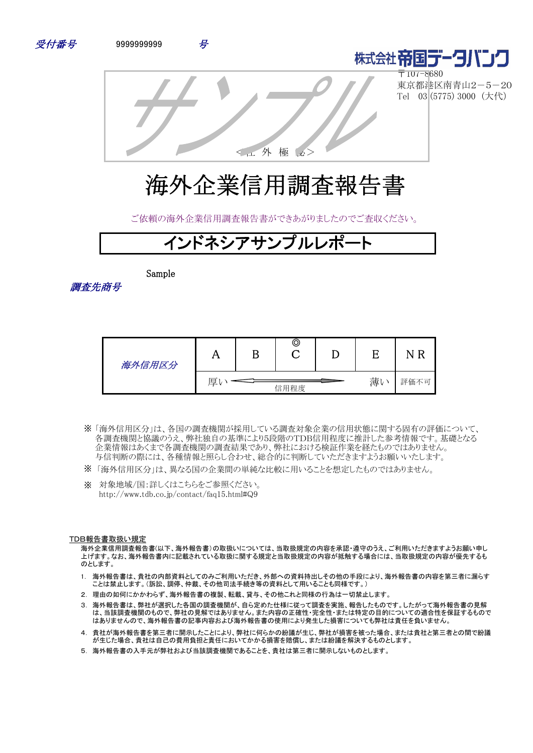受付番号　9999999999　号

株式会社帝国データバンク
〒107-8680
東京都港区南青山2－5－20
Tel　03 (5775) 3000（大代）

サンプル

＜社 外 極 秘＞

# 海外企業信用調査報告書

ご依頼の海外企業信用調査報告書ができあがりましたのでご査収ください。

## インドネシアサンプルレポート

調査先商号　Sample

| 海外信用区分 | A | B | ◎ C | D | E | NR |
|---|---|---|---|---|---|---|
| | 厚い | ← 信用程度 → | | | 薄い | 評価不可 |

※「海外信用区分」は、各国の調査機関が採用している調査対象企業の信用状態に関する固有の評価について、各調査機関と協議のうえ、弊社独自の基準により5段階のTDB信用程度に推計した参考情報です。基礎となる企業情報はあくまで各調査機関の調査結果であり、弊社における検証作業を経たものではありません。与信判断の際には、各種情報と照らし合わせ、総合的に判断していただきますようお願いいたします。

※「海外信用区分」は、異なる国の企業間の単純な比較に用いることを想定したものではありません。

※　対象地域/国:詳しくはこちらをご参照ください。
http://www.tdb.co.jp/contact/faq15.html#Q9

### TDB報告書取扱い規定

海外企業信用調査報告書(以下、海外報告書)の取扱いについては、当取扱規定の内容を承認・遵守のうえ、ご利用いただきますようお願い申し上げます。なお、海外報告書内に記載されている取扱に関する規定と当取扱規定の内容が抵触する場合には、当取扱規定の内容が優先するものとします。

1. 海外報告書は、貴社の内部資料としてのみご利用いただき、外部への資料持出しその他の手段により、海外報告書の内容を第三者に漏らすことは禁止します。(訴訟、調停、仲裁、その他司法手続き等の資料として用いることも同様です。)
2. 理由の如何にかかわらず、海外報告書の複製、転載、貸与、その他これと同様の行為は一切禁止します。
3. 海外報告書は、弊社が選択した各国の調査機関が、自ら定めた仕様に従って調査を実施、報告したものです。したがって海外報告書の見解は、当該調査機関のもので、弊社の見解ではありません。また内容の正確性・完全性・または特定の目的についての適合性を保証するものではありませんので、海外報告書の記事内容および海外報告書の使用により発生した損害についても弊社は責任を負いません。
4. 貴社が海外報告書を第三者に開示したことにより、弊社に何らかの紛議が生じ、弊社が損害を被った場合、または貴社と第三者との間で紛議が生じた場合、貴社は自己の費用負担と責任においてかかる損害を賠償し、または紛議を解決するものとします。
5. 海外報告書の入手元が弊社および当該調査機関であることを、貴社は第三者に開示しないものとします。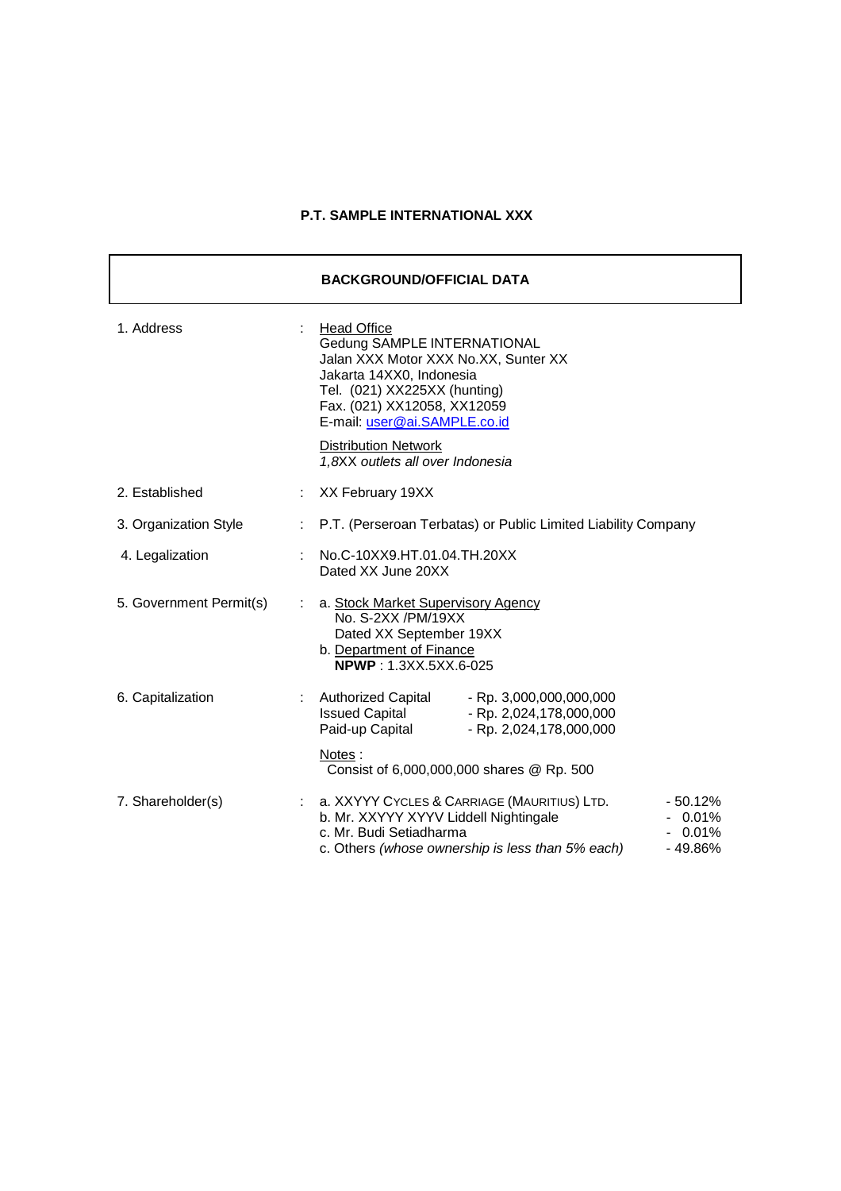**P.T. SAMPLE INTERNATIONAL XXX**

## BACKGROUND/OFFICIAL DATA

**1. Address** :

<u>Head Office</u>
Gedung SAMPLE INTERNATIONAL
Jalan XXX Motor XXX No.XX, Sunter XX
Jakarta 14XX0, Indonesia
Tel. (021) XX225XX (hunting)
Fax. (021) XX12058, XX12059
E-mail: user@ai.SAMPLE.co.id

<u>Distribution Network</u>
*1,8XX outlets all over Indonesia*

**2. Established** : XX February 19XX

**3. Organization Style** : P.T. (Perseroan Terbatas) or Public Limited Liability Company

**4. Legalization** :

No.C-10XX9.HT.01.04.TH.20XX
Dated XX June 20XX

**5. Government Permit(s)** :

a. <u>Stock Market Supervisory Agency</u>
   No. S-2XX /PM/19XX
   Dated XX September 19XX

b. <u>Department of Finance</u>
   **NPWP** : 1.3XX.5XX.6-025

**6. Capitalization** :

| | |
|---|---|
| Authorized Capital | - Rp. 3,000,000,000,000 |
| Issued Capital | - Rp. 2,024,178,000,000 |
| Paid-up Capital | - Rp. 2,024,178,000,000 |

<u>Notes</u> :
Consist of 6,000,000,000 shares @ Rp. 500

**7. Shareholder(s)** :

| | |
|---|---|
| a. XXYYY CYCLES & CARRIAGE (MAURITIUS) LTD. | - 50.12% |
| b. Mr. XXYYY XYYV Liddell Nightingale | - 0.01% |
| c. Mr. Budi Setiadharma | - 0.01% |
| c. Others *(whose ownership is less than 5% each)* | - 49.86% |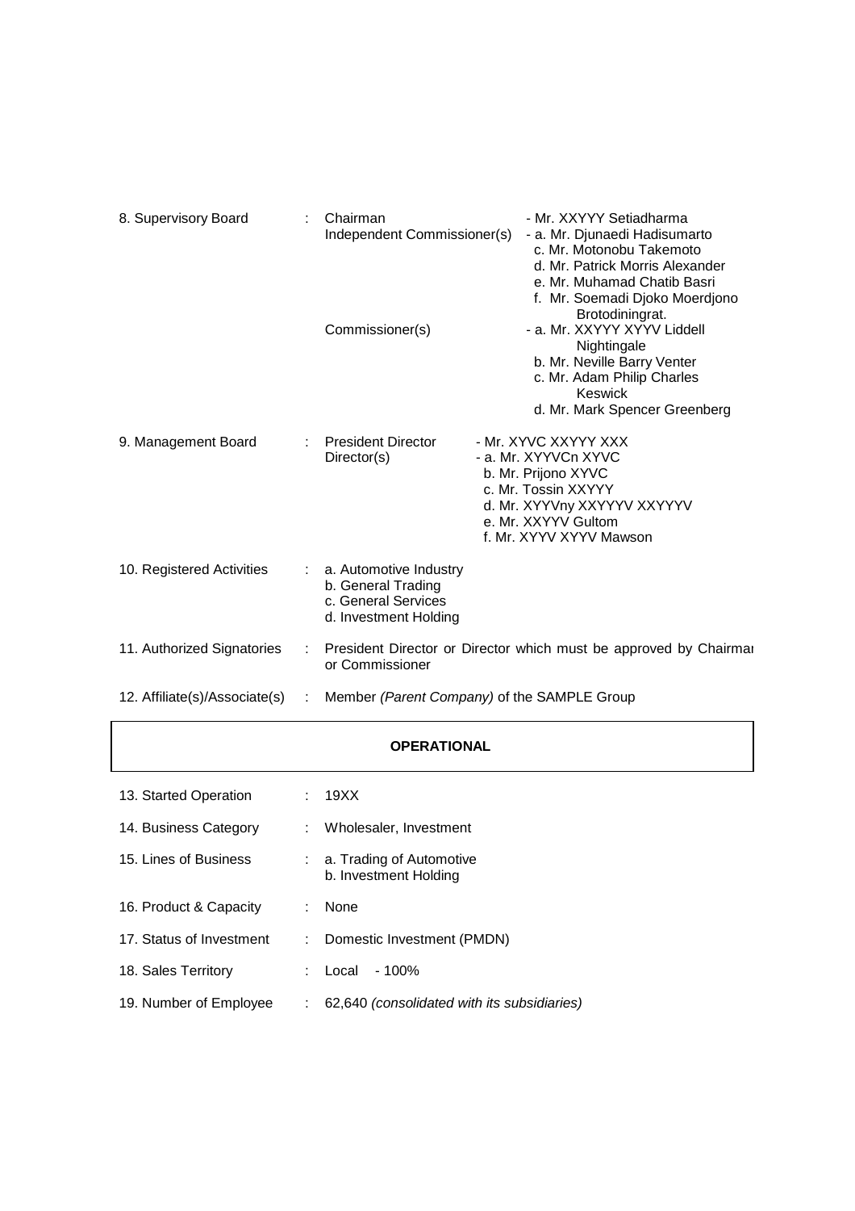| | | | |
|---|---|---|---|
| 8. Supervisory Board | : | Chairman | - Mr. XXYYY Setiadharma |
| | | Independent Commissioner(s) | - a. Mr. Djunaedi Hadisumarto<br>c. Mr. Motonobu Takemoto<br>d. Mr. Patrick Morris Alexander<br>e. Mr. Muhamad Chatib Basri<br>f. Mr. Soemadi Djoko Moerdjono Brotodiningrat. |
| | | Commissioner(s) | - a. Mr. XXYYY XYYV Liddell Nightingale<br>b. Mr. Neville Barry Venter<br>c. Mr. Adam Philip Charles Keswick<br>d. Mr. Mark Spencer Greenberg |
| 9. Management Board | : | President Director | - Mr. XYVC XXYYY XXX |
| | | Director(s) | - a. Mr. XYYVCn XYVC<br>b. Mr. Prijono XYVC<br>c. Mr. Tossin XXYYY<br>d. Mr. XYYVny XXYYYV XXYYYV<br>e. Mr. XXYYV Gultom<br>f. Mr. XYYV XYYV Mawson |
| 10. Registered Activities | : | a. Automotive Industry<br>b. General Trading<br>c. General Services<br>d. Investment Holding | |
| 11. Authorized Signatories | : | President Director or Director which must be approved by Chairman or Commissioner | |
| 12. Affiliate(s)/Associate(s) | : | Member *(Parent Company)* of the SAMPLE Group | |

## OPERATIONAL

| | | |
|---|---|---|
| 13. Started Operation | : | 19XX |
| 14. Business Category | : | Wholesaler, Investment |
| 15. Lines of Business | : | a. Trading of Automotive<br>b. Investment Holding |
| 16. Product & Capacity | : | None |
| 17. Status of Investment | : | Domestic Investment (PMDN) |
| 18. Sales Territory | : | Local - 100% |
| 19. Number of Employee | : | 62,640 *(consolidated with its subsidiaries)* |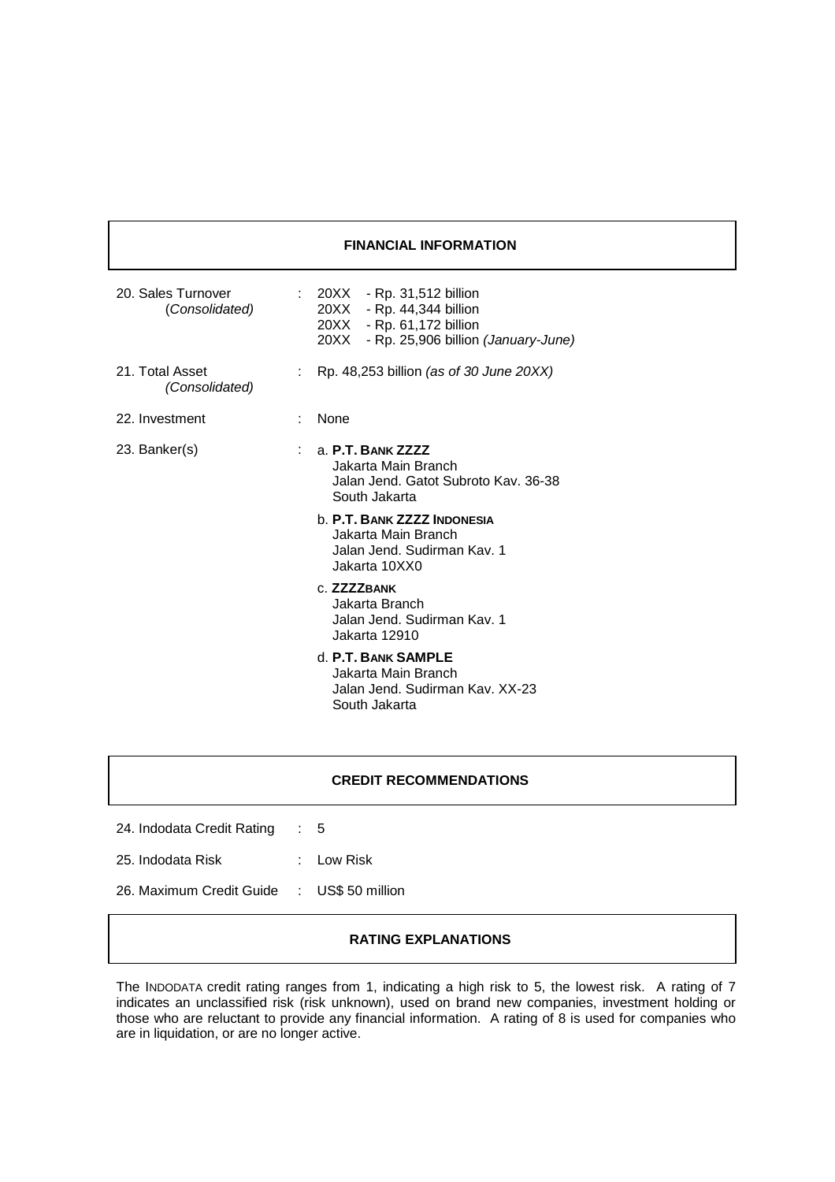## FINANCIAL INFORMATION

20. Sales Turnover (*Consolidated*) : 20XX - Rp. 31,512 billion
20XX - Rp. 44,344 billion
20XX - Rp. 61,172 billion
20XX - Rp. 25,906 billion *(January-June)*

21. Total Asset *(Consolidated)* : Rp. 48,253 billion *(as of 30 June 20XX)*

22. Investment : None

23. Banker(s) :

a. **P.T. BANK ZZZZ**
Jakarta Main Branch
Jalan Jend. Gatot Subroto Kav. 36-38
South Jakarta

b. **P.T. BANK ZZZZ INDONESIA**
Jakarta Main Branch
Jalan Jend. Sudirman Kav. 1
Jakarta 10XX0

c. **ZZZZBANK**
Jakarta Branch
Jalan Jend. Sudirman Kav. 1
Jakarta 12910

d. **P.T. BANK SAMPLE**
Jakarta Main Branch
Jalan Jend. Sudirman Kav. XX-23
South Jakarta

## CREDIT RECOMMENDATIONS

24. Indodata Credit Rating : 5

25. Indodata Risk : Low Risk

26. Maximum Credit Guide : US$ 50 million

## RATING EXPLANATIONS

The INDODATA credit rating ranges from 1, indicating a high risk to 5, the lowest risk. A rating of 7 indicates an unclassified risk (risk unknown), used on brand new companies, investment holding or those who are reluctant to provide any financial information. A rating of 8 is used for companies who are in liquidation, or are no longer active.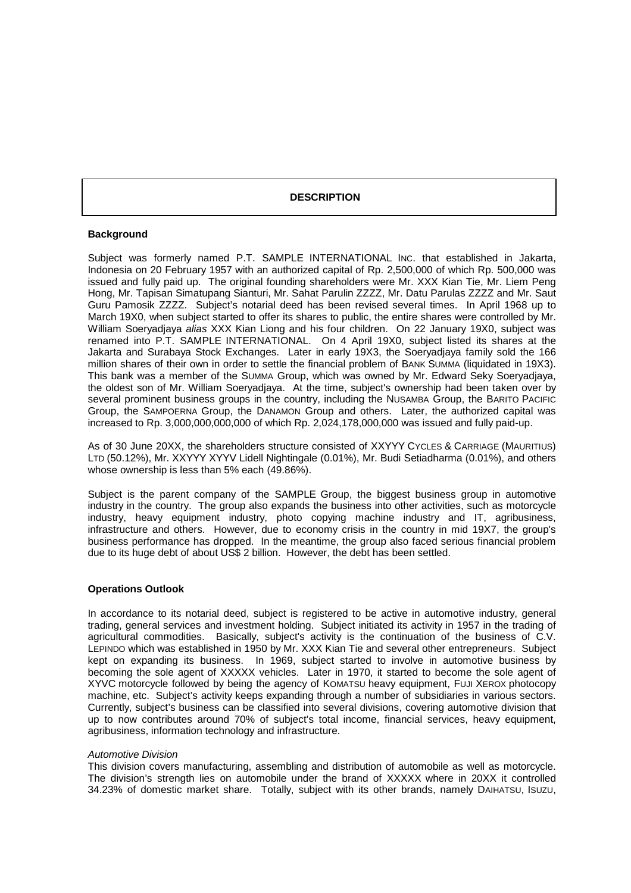## DESCRIPTION

**Background**

Subject was formerly named P.T. SAMPLE INTERNATIONAL INC. that established in Jakarta, Indonesia on 20 February 1957 with an authorized capital of Rp. 2,500,000 of which Rp. 500,000 was issued and fully paid up. The original founding shareholders were Mr. XXX Kian Tie, Mr. Liem Peng Hong, Mr. Tapisan Simatupang Sianturi, Mr. Sahat Parulin ZZZZ, Mr. Datu Parulas ZZZZ and Mr. Saut Guru Pamosik ZZZZ. Subject's notarial deed has been revised several times. In April 1968 up to March 19X0, when subject started to offer its shares to public, the entire shares were controlled by Mr. William Soeryadjaya *alias* XXX Kian Liong and his four children. On 22 January 19X0, subject was renamed into P.T. SAMPLE INTERNATIONAL. On 4 April 19X0, subject listed its shares at the Jakarta and Surabaya Stock Exchanges. Later in early 19X3, the Soeryadjaya family sold the 166 million shares of their own in order to settle the financial problem of BANK SUMMA (liquidated in 19X3). This bank was a member of the SUMMA Group, which was owned by Mr. Edward Seky Soeryadjaya, the oldest son of Mr. William Soeryadjaya. At the time, subject's ownership had been taken over by several prominent business groups in the country, including the NUSAMBA Group, the BARITO PACIFIC Group, the SAMPOERNA Group, the DANAMON Group and others. Later, the authorized capital was increased to Rp. 3,000,000,000,000 of which Rp. 2,024,178,000,000 was issued and fully paid-up.

As of 30 June 20XX, the shareholders structure consisted of XXYYY CYCLES & CARRIAGE (MAURITIUS) LTD (50.12%), Mr. XXYYY XYYV Lidell Nightingale (0.01%), Mr. Budi Setiadharma (0.01%), and others whose ownership is less than 5% each (49.86%).

Subject is the parent company of the SAMPLE Group, the biggest business group in automotive industry in the country. The group also expands the business into other activities, such as motorcycle industry, heavy equipment industry, photo copying machine industry and IT, agribusiness, infrastructure and others. However, due to economy crisis in the country in mid 19X7, the group's business performance has dropped. In the meantime, the group also faced serious financial problem due to its huge debt of about US$ 2 billion. However, the debt has been settled.

**Operations Outlook**

In accordance to its notarial deed, subject is registered to be active in automotive industry, general trading, general services and investment holding. Subject initiated its activity in 1957 in the trading of agricultural commodities. Basically, subject's activity is the continuation of the business of C.V. LEPINDO which was established in 1950 by Mr. XXX Kian Tie and several other entrepreneurs. Subject kept on expanding its business. In 1969, subject started to involve in automotive business by becoming the sole agent of XXXXX vehicles. Later in 1970, it started to become the sole agent of XYVC motorcycle followed by being the agency of KOMATSU heavy equipment, FUJI XEROX photocopy machine, etc. Subject's activity keeps expanding through a number of subsidiaries in various sectors. Currently, subject's business can be classified into several divisions, covering automotive division that up to now contributes around 70% of subject's total income, financial services, heavy equipment, agribusiness, information technology and infrastructure.

*Automotive Division*
This division covers manufacturing, assembling and distribution of automobile as well as motorcycle. The division's strength lies on automobile under the brand of XXXXX where in 20XX it controlled 34.23% of domestic market share. Totally, subject with its other brands, namely DAIHATSU, ISUZU,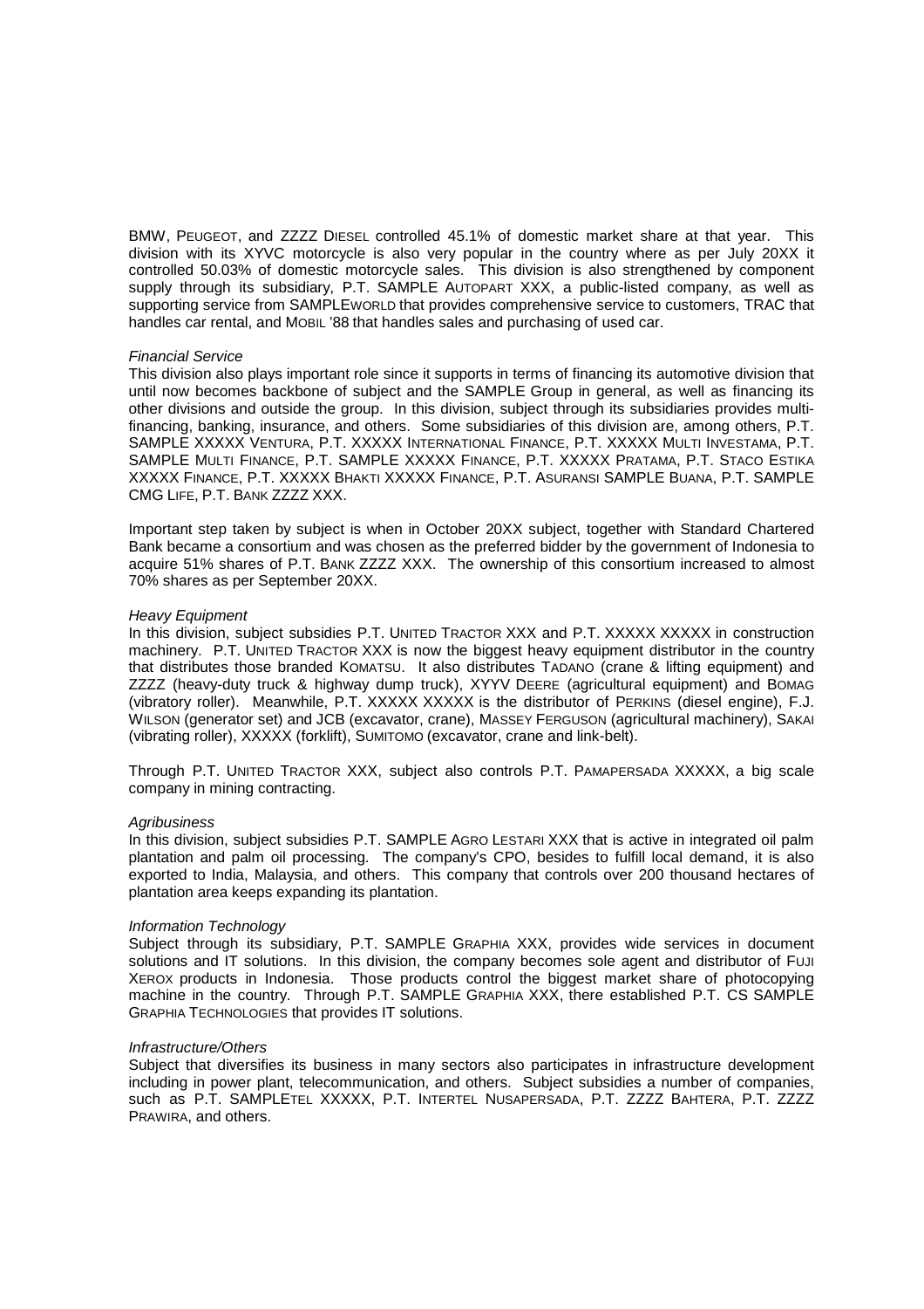BMW, PEUGEOT, and ZZZZ DIESEL controlled 45.1% of domestic market share at that year. This division with its XYVC motorcycle is also very popular in the country where as per July 20XX it controlled 50.03% of domestic motorcycle sales. This division is also strengthened by component supply through its subsidiary, P.T. SAMPLE AUTOPART XXX, a public-listed company, as well as supporting service from SAMPLEWORLD that provides comprehensive service to customers, TRAC that handles car rental, and MOBIL '88 that handles sales and purchasing of used car.

*Financial Service*

This division also plays important role since it supports in terms of financing its automotive division that until now becomes backbone of subject and the SAMPLE Group in general, as well as financing its other divisions and outside the group. In this division, subject through its subsidiaries provides multi-financing, banking, insurance, and others. Some subsidiaries of this division are, among others, P.T. SAMPLE XXXXX VENTURA, P.T. XXXXX INTERNATIONAL FINANCE, P.T. XXXXX MULTI INVESTAMA, P.T. SAMPLE MULTI FINANCE, P.T. SAMPLE XXXXX FINANCE, P.T. XXXXX PRATAMA, P.T. STACO ESTIKA XXXXX FINANCE, P.T. XXXXX BHAKTI XXXXX FINANCE, P.T. ASURANSI SAMPLE BUANA, P.T. SAMPLE CMG LIFE, P.T. BANK ZZZZ XXX.

Important step taken by subject is when in October 20XX subject, together with Standard Chartered Bank became a consortium and was chosen as the preferred bidder by the government of Indonesia to acquire 51% shares of P.T. BANK ZZZZ XXX. The ownership of this consortium increased to almost 70% shares as per September 20XX.

*Heavy Equipment*

In this division, subject subsidies P.T. UNITED TRACTOR XXX and P.T. XXXXX XXXXX in construction machinery. P.T. UNITED TRACTOR XXX is now the biggest heavy equipment distributor in the country that distributes those branded KOMATSU. It also distributes TADANO (crane & lifting equipment) and ZZZZ (heavy-duty truck & highway dump truck), XYYV DEERE (agricultural equipment) and BOMAG (vibratory roller). Meanwhile, P.T. XXXXX XXXXX is the distributor of PERKINS (diesel engine), F.J. WILSON (generator set) and JCB (excavator, crane), MASSEY FERGUSON (agricultural machinery), SAKAI (vibrating roller), XXXXX (forklift), SUMITOMO (excavator, crane and link-belt).

Through P.T. UNITED TRACTOR XXX, subject also controls P.T. PAMAPERSADA XXXXX, a big scale company in mining contracting.

*Agribusiness*

In this division, subject subsidies P.T. SAMPLE AGRO LESTARI XXX that is active in integrated oil palm plantation and palm oil processing. The company's CPO, besides to fulfill local demand, it is also exported to India, Malaysia, and others. This company that controls over 200 thousand hectares of plantation area keeps expanding its plantation.

*Information Technology*

Subject through its subsidiary, P.T. SAMPLE GRAPHIA XXX, provides wide services in document solutions and IT solutions. In this division, the company becomes sole agent and distributor of FUJI XEROX products in Indonesia. Those products control the biggest market share of photocopying machine in the country. Through P.T. SAMPLE GRAPHIA XXX, there established P.T. CS SAMPLE GRAPHIA TECHNOLOGIES that provides IT solutions.

*Infrastructure/Others*

Subject that diversifies its business in many sectors also participates in infrastructure development including in power plant, telecommunication, and others. Subject subsidies a number of companies, such as P.T. SAMPLETEL XXXXX, P.T. INTERTEL NUSAPERSADA, P.T. ZZZZ BAHTERA, P.T. ZZZZ PRAWIRA, and others.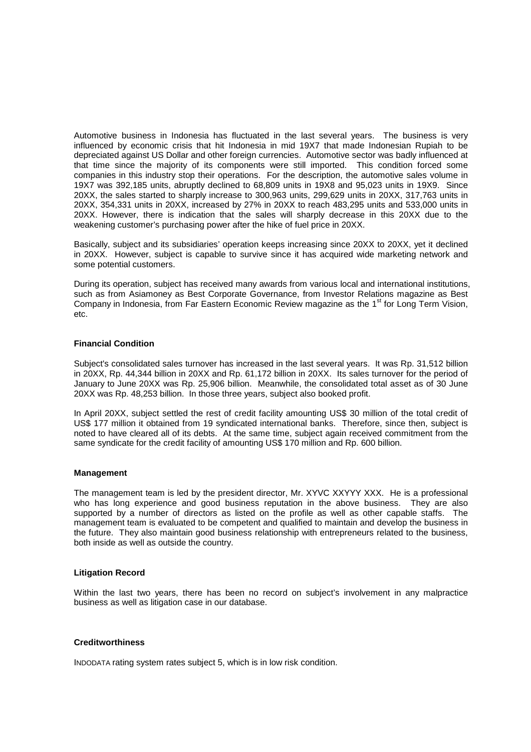Automotive business in Indonesia has fluctuated in the last several years. The business is very influenced by economic crisis that hit Indonesia in mid 19X7 that made Indonesian Rupiah to be depreciated against US Dollar and other foreign currencies. Automotive sector was badly influenced at that time since the majority of its components were still imported. This condition forced some companies in this industry stop their operations. For the description, the automotive sales volume in 19X7 was 392,185 units, abruptly declined to 68,809 units in 19X8 and 95,023 units in 19X9. Since 20XX, the sales started to sharply increase to 300,963 units, 299,629 units in 20XX, 317,763 units in 20XX, 354,331 units in 20XX, increased by 27% in 20XX to reach 483,295 units and 533,000 units in 20XX. However, there is indication that the sales will sharply decrease in this 20XX due to the weakening customer's purchasing power after the hike of fuel price in 20XX.

Basically, subject and its subsidiaries' operation keeps increasing since 20XX to 20XX, yet it declined in 20XX. However, subject is capable to survive since it has acquired wide marketing network and some potential customers.

During its operation, subject has received many awards from various local and international institutions, such as from Asiamoney as Best Corporate Governance, from Investor Relations magazine as Best Company in Indonesia, from Far Eastern Economic Review magazine as the 1st for Long Term Vision, etc.

**Financial Condition**

Subject's consolidated sales turnover has increased in the last several years. It was Rp. 31,512 billion in 20XX, Rp. 44,344 billion in 20XX and Rp. 61,172 billion in 20XX. Its sales turnover for the period of January to June 20XX was Rp. 25,906 billion. Meanwhile, the consolidated total asset as of 30 June 20XX was Rp. 48,253 billion. In those three years, subject also booked profit.

In April 20XX, subject settled the rest of credit facility amounting US$ 30 million of the total credit of US$ 177 million it obtained from 19 syndicated international banks. Therefore, since then, subject is noted to have cleared all of its debts. At the same time, subject again received commitment from the same syndicate for the credit facility of amounting US$ 170 million and Rp. 600 billion.

**Management**

The management team is led by the president director, Mr. XYVC XXYYY XXX. He is a professional who has long experience and good business reputation in the above business. They are also supported by a number of directors as listed on the profile as well as other capable staffs. The management team is evaluated to be competent and qualified to maintain and develop the business in the future. They also maintain good business relationship with entrepreneurs related to the business, both inside as well as outside the country.

**Litigation Record**

Within the last two years, there has been no record on subject's involvement in any malpractice business as well as litigation case in our database.

**Creditworthiness**

INDODATA rating system rates subject 5, which is in low risk condition.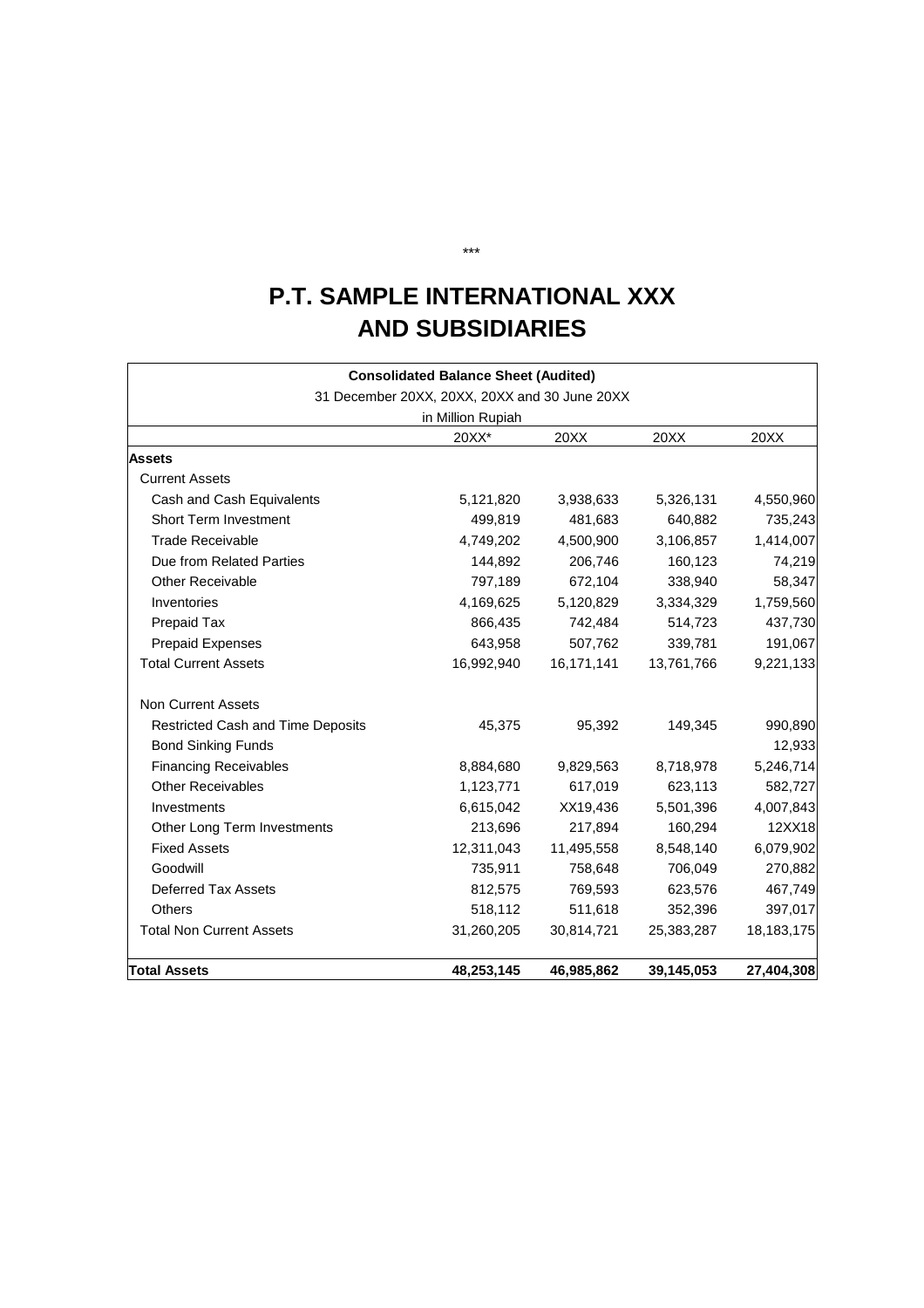\*\*\*

# P.T. SAMPLE INTERNATIONAL XXX AND SUBSIDIARIES

| Consolidated Balance Sheet (Audited) | | | | |
|---|---|---|---|---|
| 31 December 20XX, 20XX, 20XX and 30 June 20XX | | | | |
| in Million Rupiah | | | | |
| | 20XX* | 20XX | 20XX | 20XX |
| **Assets** | | | | |
| Current Assets | | | | |
| Cash and Cash Equivalents | 5,121,820 | 3,938,633 | 5,326,131 | 4,550,960 |
| Short Term Investment | 499,819 | 481,683 | 640,882 | 735,243 |
| Trade Receivable | 4,749,202 | 4,500,900 | 3,106,857 | 1,414,007 |
| Due from Related Parties | 144,892 | 206,746 | 160,123 | 74,219 |
| Other Receivable | 797,189 | 672,104 | 338,940 | 58,347 |
| Inventories | 4,169,625 | 5,120,829 | 3,334,329 | 1,759,560 |
| Prepaid Tax | 866,435 | 742,484 | 514,723 | 437,730 |
| Prepaid Expenses | 643,958 | 507,762 | 339,781 | 191,067 |
| Total Current Assets | 16,992,940 | 16,171,141 | 13,761,766 | 9,221,133 |
| | | | | |
| Non Current Assets | | | | |
| Restricted Cash and Time Deposits | 45,375 | 95,392 | 149,345 | 990,890 |
| Bond Sinking Funds | | | | 12,933 |
| Financing Receivables | 8,884,680 | 9,829,563 | 8,718,978 | 5,246,714 |
| Other Receivables | 1,123,771 | 617,019 | 623,113 | 582,727 |
| Investments | 6,615,042 | XX19,436 | 5,501,396 | 4,007,843 |
| Other Long Term Investments | 213,696 | 217,894 | 160,294 | 12XX18 |
| Fixed Assets | 12,311,043 | 11,495,558 | 8,548,140 | 6,079,902 |
| Goodwill | 735,911 | 758,648 | 706,049 | 270,882 |
| Deferred Tax Assets | 812,575 | 769,593 | 623,576 | 467,749 |
| Others | 518,112 | 511,618 | 352,396 | 397,017 |
| Total Non Current Assets | 31,260,205 | 30,814,721 | 25,383,287 | 18,183,175 |
| | | | | |
| **Total Assets** | **48,253,145** | **46,985,862** | **39,145,053** | **27,404,308** |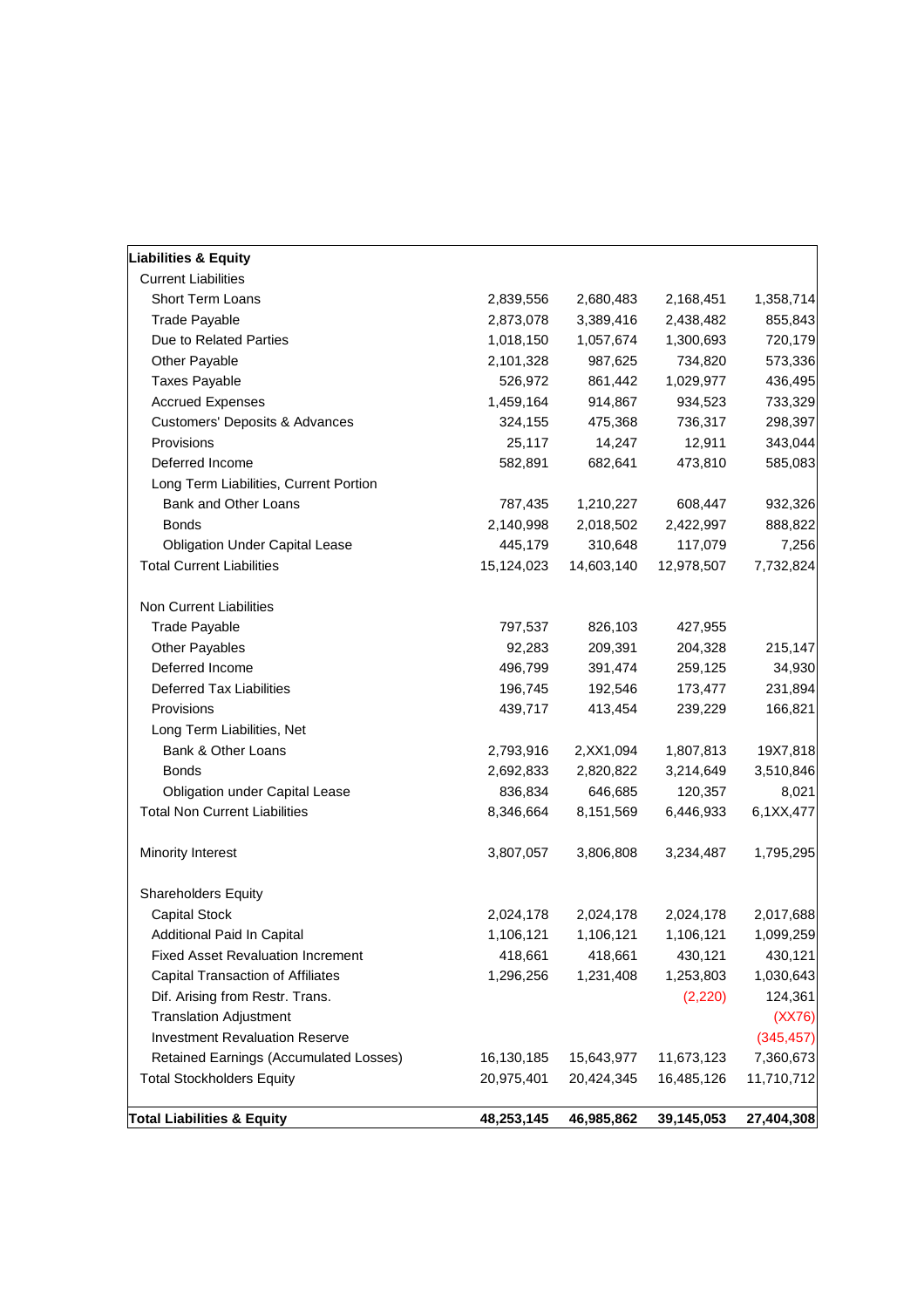| Liabilities & Equity | | | | |
|---|---|---|---|---|
| Current Liabilities | | | | |
| Short Term Loans | 2,839,556 | 2,680,483 | 2,168,451 | 1,358,714 |
| Trade Payable | 2,873,078 | 3,389,416 | 2,438,482 | 855,843 |
| Due to Related Parties | 1,018,150 | 1,057,674 | 1,300,693 | 720,179 |
| Other Payable | 2,101,328 | 987,625 | 734,820 | 573,336 |
| Taxes Payable | 526,972 | 861,442 | 1,029,977 | 436,495 |
| Accrued Expenses | 1,459,164 | 914,867 | 934,523 | 733,329 |
| Customers' Deposits & Advances | 324,155 | 475,368 | 736,317 | 298,397 |
| Provisions | 25,117 | 14,247 | 12,911 | 343,044 |
| Deferred Income | 582,891 | 682,641 | 473,810 | 585,083 |
| Long Term Liabilities, Current Portion | | | | |
| Bank and Other Loans | 787,435 | 1,210,227 | 608,447 | 932,326 |
| Bonds | 2,140,998 | 2,018,502 | 2,422,997 | 888,822 |
| Obligation Under Capital Lease | 445,179 | 310,648 | 117,079 | 7,256 |
| Total Current Liabilities | 15,124,023 | 14,603,140 | 12,978,507 | 7,732,824 |
| | | | | |
| Non Current Liabilities | | | | |
| Trade Payable | 797,537 | 826,103 | 427,955 | |
| Other Payables | 92,283 | 209,391 | 204,328 | 215,147 |
| Deferred Income | 496,799 | 391,474 | 259,125 | 34,930 |
| Deferred Tax Liabilities | 196,745 | 192,546 | 173,477 | 231,894 |
| Provisions | 439,717 | 413,454 | 239,229 | 166,821 |
| Long Term Liabilities, Net | | | | |
| Bank & Other Loans | 2,793,916 | 2,XX1,094 | 1,807,813 | 19X7,818 |
| Bonds | 2,692,833 | 2,820,822 | 3,214,649 | 3,510,846 |
| Obligation under Capital Lease | 836,834 | 646,685 | 120,357 | 8,021 |
| Total Non Current Liabilities | 8,346,664 | 8,151,569 | 6,446,933 | 6,1XX,477 |
| | | | | |
| Minority Interest | 3,807,057 | 3,806,808 | 3,234,487 | 1,795,295 |
| | | | | |
| Shareholders Equity | | | | |
| Capital Stock | 2,024,178 | 2,024,178 | 2,024,178 | 2,017,688 |
| Additional Paid In Capital | 1,106,121 | 1,106,121 | 1,106,121 | 1,099,259 |
| Fixed Asset Revaluation Increment | 418,661 | 418,661 | 430,121 | 430,121 |
| Capital Transaction of Affiliates | 1,296,256 | 1,231,408 | 1,253,803 | 1,030,643 |
| Dif. Arising from Restr. Trans. | | | (2,220) | 124,361 |
| Translation Adjustment | | | | (XX76) |
| Investment Revaluation Reserve | | | | (345,457) |
| Retained Earnings (Accumulated Losses) | 16,130,185 | 15,643,977 | 11,673,123 | 7,360,673 |
| Total Stockholders Equity | 20,975,401 | 20,424,345 | 16,485,126 | 11,710,712 |
| | | | | |
| **Total Liabilities & Equity** | **48,253,145** | **46,985,862** | **39,145,053** | **27,404,308** |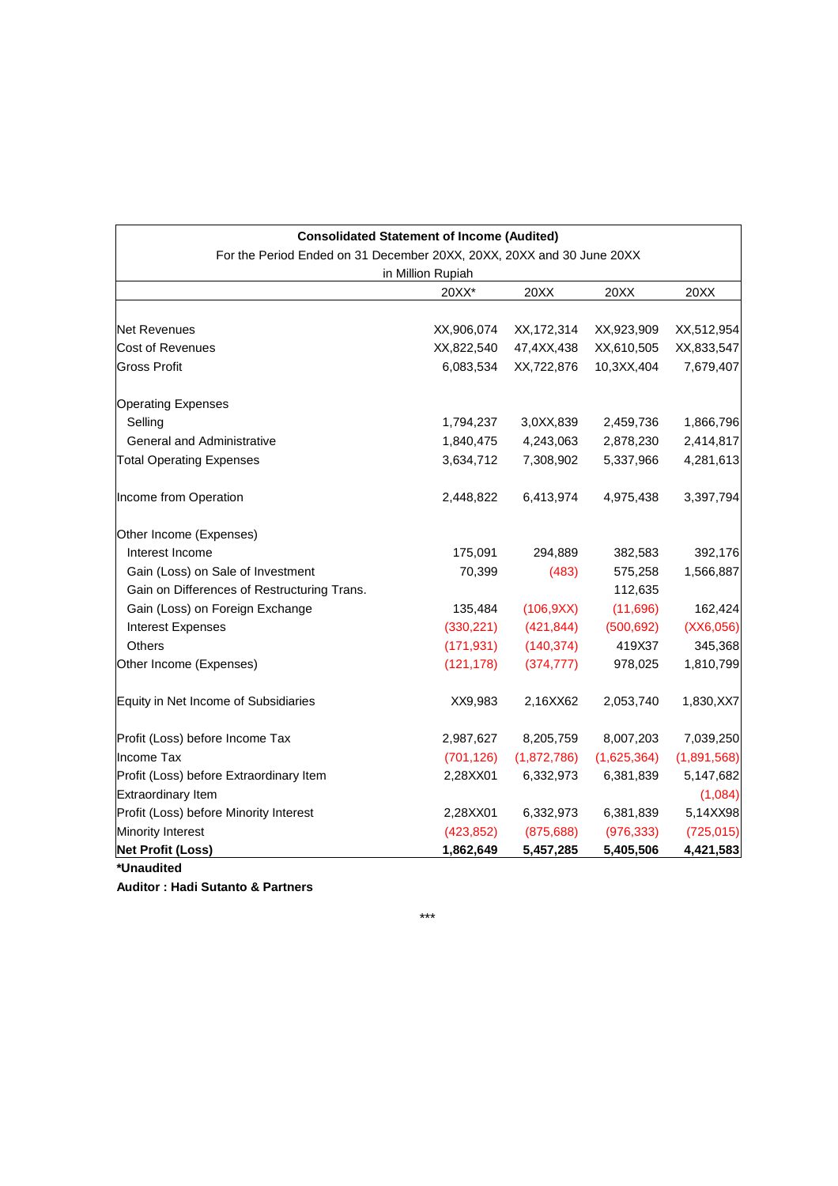| **Consolidated Statement of Income (Audited)** | | | | |
|---|---|---|---|---|
| For the Period Ended on 31 December 20XX, 20XX, 20XX and 30 June 20XX | | | | |
| in Million Rupiah | | | | |
| | 20XX* | 20XX | 20XX | 20XX |
| Net Revenues | XX,906,074 | XX,172,314 | XX,923,909 | XX,512,954 |
| Cost of Revenues | XX,822,540 | 47,4XX,438 | XX,610,505 | XX,833,547 |
| Gross Profit | 6,083,534 | XX,722,876 | 10,3XX,404 | 7,679,407 |
| Operating Expenses | | | | |
| Selling | 1,794,237 | 3,0XX,839 | 2,459,736 | 1,866,796 |
| General and Administrative | 1,840,475 | 4,243,063 | 2,878,230 | 2,414,817 |
| Total Operating Expenses | 3,634,712 | 7,308,902 | 5,337,966 | 4,281,613 |
| Income from Operation | 2,448,822 | 6,413,974 | 4,975,438 | 3,397,794 |
| Other Income (Expenses) | | | | |
| Interest Income | 175,091 | 294,889 | 382,583 | 392,176 |
| Gain (Loss) on Sale of Investment | 70,399 | (483) | 575,258 | 1,566,887 |
| Gain on Differences of Restructuring Trans. | | | 112,635 | |
| Gain (Loss) on Foreign Exchange | 135,484 | (106,9XX) | (11,696) | 162,424 |
| Interest Expenses | (330,221) | (421,844) | (500,692) | (XX6,056) |
| Others | (171,931) | (140,374) | 419X37 | 345,368 |
| Other Income (Expenses) | (121,178) | (374,777) | 978,025 | 1,810,799 |
| Equity in Net Income of Subsidiaries | XX9,983 | 2,16XX62 | 2,053,740 | 1,830,XX7 |
| Profit (Loss) before Income Tax | 2,987,627 | 8,205,759 | 8,007,203 | 7,039,250 |
| Income Tax | (701,126) | (1,872,786) | (1,625,364) | (1,891,568) |
| Profit (Loss) before Extraordinary Item | 2,28XX01 | 6,332,973 | 6,381,839 | 5,147,682 |
| Extraordinary Item | | | | (1,084) |
| Profit (Loss) before Minority Interest | 2,28XX01 | 6,332,973 | 6,381,839 | 5,14XX98 |
| Minority Interest | (423,852) | (875,688) | (976,333) | (725,015) |
| **Net Profit (Loss)** | **1,862,649** | **5,457,285** | **5,405,506** | **4,421,583** |

**\*Unaudited**

**Auditor : Hadi Sutanto & Partners**

***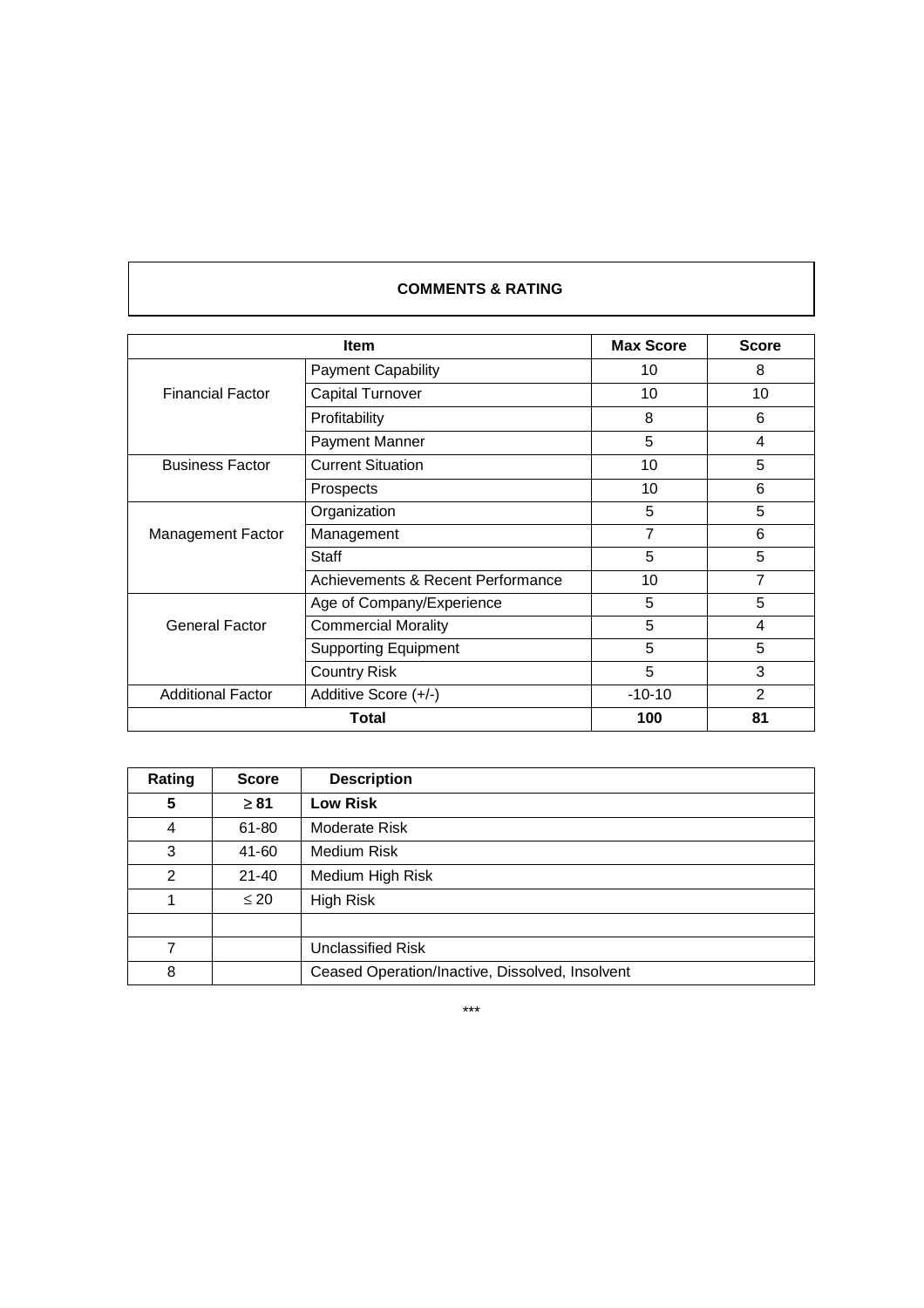**COMMENTS & RATING**

| Item | | Max Score | Score |
|---|---|---|---|
| Financial Factor | Payment Capability | 10 | 8 |
| | Capital Turnover | 10 | 10 |
| | Profitability | 8 | 6 |
| | Payment Manner | 5 | 4 |
| Business Factor | Current Situation | 10 | 5 |
| | Prospects | 10 | 6 |
| Management Factor | Organization | 5 | 5 |
| | Management | 7 | 6 |
| | Staff | 5 | 5 |
| | Achievements & Recent Performance | 10 | 7 |
| General Factor | Age of Company/Experience | 5 | 5 |
| | Commercial Morality | 5 | 4 |
| | Supporting Equipment | 5 | 5 |
| | Country Risk | 5 | 3 |
| Additional Factor | Additive Score (+/-) | -10-10 | 2 |
| **Total** | | **100** | **81** |

| Rating | Score | Description |
|---|---|---|
| **5** | **≥ 81** | **Low Risk** |
| 4 | 61-80 | Moderate Risk |
| 3 | 41-60 | Medium Risk |
| 2 | 21-40 | Medium High Risk |
| 1 | ≤ 20 | High Risk |
| | | |
| 7 | | Unclassified Risk |
| 8 | | Ceased Operation/Inactive, Dissolved, Insolvent |

***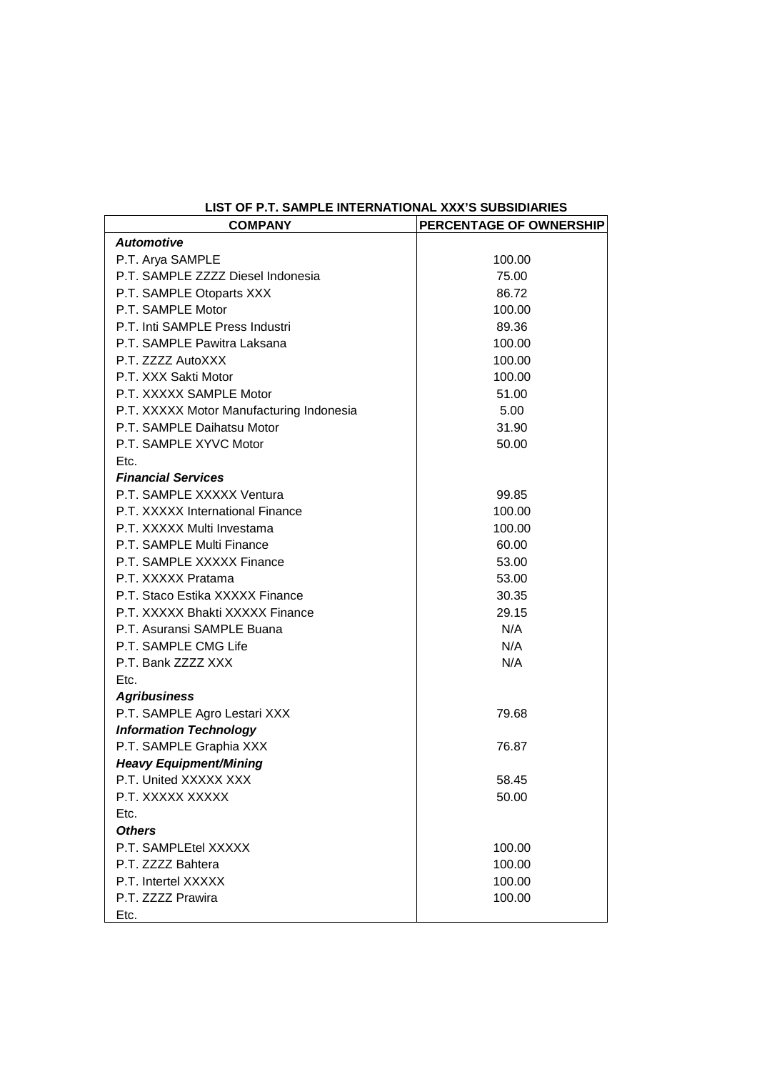**LIST OF P.T. SAMPLE INTERNATIONAL XXX'S SUBSIDIARIES**

| COMPANY | PERCENTAGE OF OWNERSHIP |
|---|---|
| ***Automotive*** | |
| P.T. Arya SAMPLE | 100.00 |
| P.T. SAMPLE ZZZZ Diesel Indonesia | 75.00 |
| P.T. SAMPLE Otoparts XXX | 86.72 |
| P.T. SAMPLE Motor | 100.00 |
| P.T. Inti SAMPLE Press Industri | 89.36 |
| P.T. SAMPLE Pawitra Laksana | 100.00 |
| P.T. ZZZZ AutoXXX | 100.00 |
| P.T. XXX Sakti Motor | 100.00 |
| P.T. XXXXX SAMPLE Motor | 51.00 |
| P.T. XXXXX Motor Manufacturing Indonesia | 5.00 |
| P.T. SAMPLE Daihatsu Motor | 31.90 |
| P.T. SAMPLE XYVC Motor | 50.00 |
| Etc. | |
| ***Financial Services*** | |
| P.T. SAMPLE XXXXX Ventura | 99.85 |
| P.T. XXXXX International Finance | 100.00 |
| P.T. XXXXX Multi Investama | 100.00 |
| P.T. SAMPLE Multi Finance | 60.00 |
| P.T. SAMPLE XXXXX Finance | 53.00 |
| P.T. XXXXX Pratama | 53.00 |
| P.T. Staco Estika XXXXX Finance | 30.35 |
| P.T. XXXXX Bhakti XXXXX Finance | 29.15 |
| P.T. Asuransi SAMPLE Buana | N/A |
| P.T. SAMPLE CMG Life | N/A |
| P.T. Bank ZZZZ XXX | N/A |
| Etc. | |
| ***Agribusiness*** | |
| P.T. SAMPLE Agro Lestari XXX | 79.68 |
| ***Information Technology*** | |
| P.T. SAMPLE Graphia XXX | 76.87 |
| ***Heavy Equipment/Mining*** | |
| P.T. United XXXXX XXX | 58.45 |
| P.T. XXXXX XXXXX | 50.00 |
| Etc. | |
| ***Others*** | |
| P.T. SAMPLEtel XXXXX | 100.00 |
| P.T. ZZZZ Bahtera | 100.00 |
| P.T. Intertel XXXXX | 100.00 |
| P.T. ZZZZ Prawira | 100.00 |
| Etc. | |